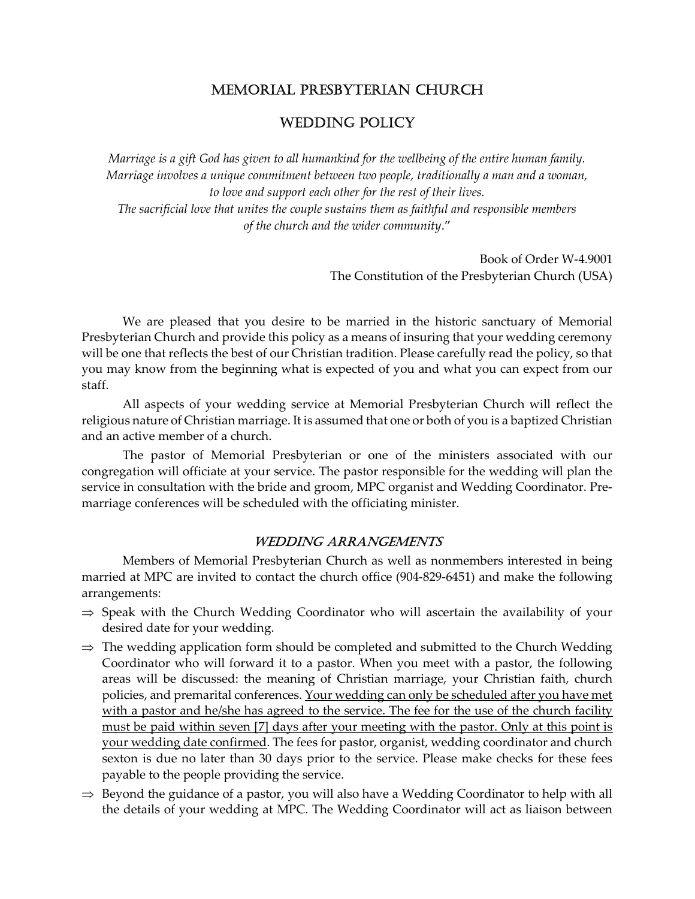# MEMORIAL PRESBYTERIAN CHURCH

## WEDDING POLICY

*Marriage is a gift God has given to all humankind for the wellbeing of the entire human family. Marriage involves a unique commitment between two people, traditionally a man and a woman, to love and support each other for the rest of their lives. The sacrificial love that unites the couple sustains them as faithful and responsible members of the church and the wider community*."

Book of Order W-4.9001
The Constitution of the Presbyterian Church (USA)

We are pleased that you desire to be married in the historic sanctuary of Memorial Presbyterian Church and provide this policy as a means of insuring that your wedding ceremony will be one that reflects the best of our Christian tradition. Please carefully read the policy, so that you may know from the beginning what is expected of you and what you can expect from our staff.

All aspects of your wedding service at Memorial Presbyterian Church will reflect the religious nature of Christian marriage. It is assumed that one or both of you is a baptized Christian and an active member of a church.

The pastor of Memorial Presbyterian or one of the ministers associated with our congregation will officiate at your service. The pastor responsible for the wedding will plan the service in consultation with the bride and groom, MPC organist and Wedding Coordinator. Pre-marriage conferences will be scheduled with the officiating minister.

### *WEDDING ARRANGEMENTS*

Members of Memorial Presbyterian Church as well as nonmembers interested in being married at MPC are invited to contact the church office (904-829-6451) and make the following arrangements:

- ⇒ Speak with the Church Wedding Coordinator who will ascertain the availability of your desired date for your wedding.
- ⇒ The wedding application form should be completed and submitted to the Church Wedding Coordinator who will forward it to a pastor. When you meet with a pastor, the following areas will be discussed: the meaning of Christian marriage, your Christian faith, church policies, and premarital conferences. <u>Your wedding can only be scheduled after you have met with a pastor and he/she has agreed to the service. The fee for the use of the church facility must be paid within seven [7] days after your meeting with the pastor. Only at this point is your wedding date confirmed</u>. The fees for pastor, organist, wedding coordinator and church sexton is due no later than 30 days prior to the service. Please make checks for these fees payable to the people providing the service.
- ⇒ Beyond the guidance of a pastor, you will also have a Wedding Coordinator to help with all the details of your wedding at MPC. The Wedding Coordinator will act as liaison between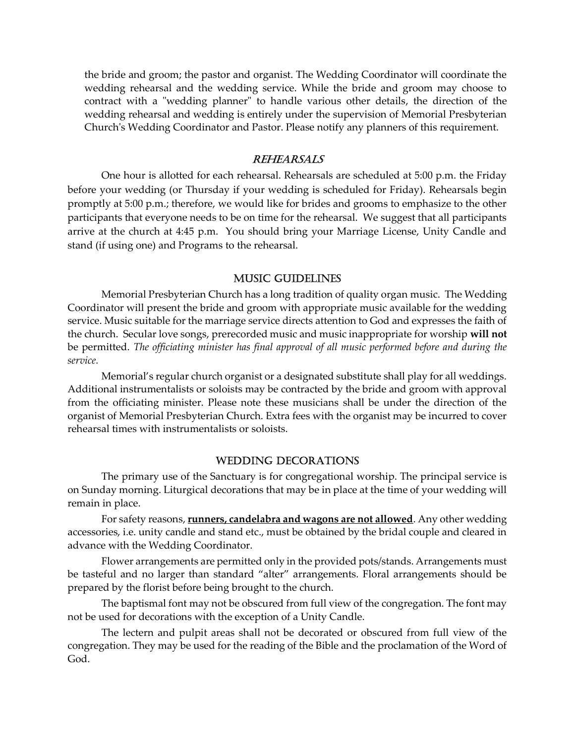the bride and groom; the pastor and organist. The Wedding Coordinator will coordinate the wedding rehearsal and the wedding service. While the bride and groom may choose to contract with a "wedding planner" to handle various other details, the direction of the wedding rehearsal and wedding is entirely under the supervision of Memorial Presbyterian Church's Wedding Coordinator and Pastor. Please notify any planners of this requirement.

## *Rehearsals*

One hour is allotted for each rehearsal. Rehearsals are scheduled at 5:00 p.m. the Friday before your wedding (or Thursday if your wedding is scheduled for Friday). Rehearsals begin promptly at 5:00 p.m.; therefore, we would like for brides and grooms to emphasize to the other participants that everyone needs to be on time for the rehearsal. We suggest that all participants arrive at the church at 4:45 p.m. You should bring your Marriage License, Unity Candle and stand (if using one) and Programs to the rehearsal.

## Music Guidelines

Memorial Presbyterian Church has a long tradition of quality organ music. The Wedding Coordinator will present the bride and groom with appropriate music available for the wedding service. Music suitable for the marriage service directs attention to God and expresses the faith of the church. Secular love songs, prerecorded music and music inappropriate for worship **will not** be permitted. *The officiating minister has final approval of all music performed before and during the service.*

Memorial's regular church organist or a designated substitute shall play for all weddings. Additional instrumentalists or soloists may be contracted by the bride and groom with approval from the officiating minister. Please note these musicians shall be under the direction of the organist of Memorial Presbyterian Church. Extra fees with the organist may be incurred to cover rehearsal times with instrumentalists or soloists.

## Wedding Decorations

The primary use of the Sanctuary is for congregational worship. The principal service is on Sunday morning. Liturgical decorations that may be in place at the time of your wedding will remain in place.

For safety reasons, **<u>runners, candelabra and wagons are not allowed</u>**. Any other wedding accessories, i.e. unity candle and stand etc., must be obtained by the bridal couple and cleared in advance with the Wedding Coordinator.

Flower arrangements are permitted only in the provided pots/stands. Arrangements must be tasteful and no larger than standard "alter" arrangements. Floral arrangements should be prepared by the florist before being brought to the church.

The baptismal font may not be obscured from full view of the congregation. The font may not be used for decorations with the exception of a Unity Candle.

The lectern and pulpit areas shall not be decorated or obscured from full view of the congregation. They may be used for the reading of the Bible and the proclamation of the Word of God.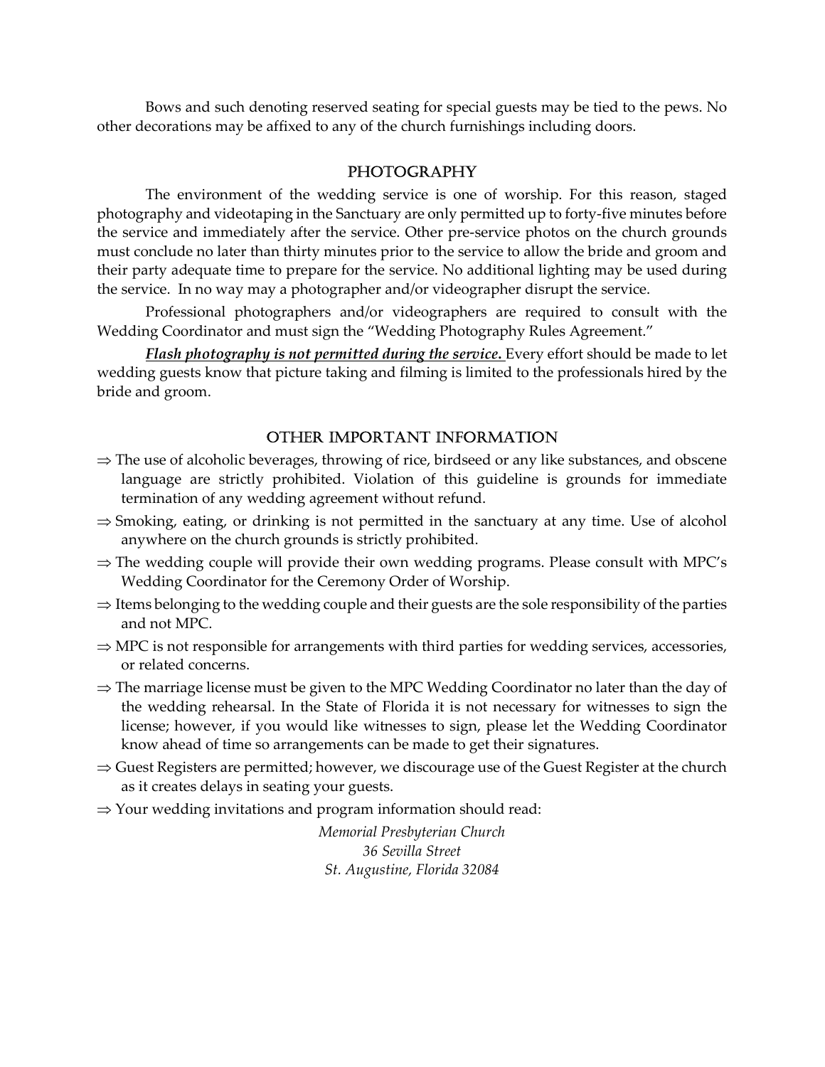Bows and such denoting reserved seating for special guests may be tied to the pews. No other decorations may be affixed to any of the church furnishings including doors.

## PHOTOGRAPHY

The environment of the wedding service is one of worship. For this reason, staged photography and videotaping in the Sanctuary are only permitted up to forty-five minutes before the service and immediately after the service. Other pre-service photos on the church grounds must conclude no later than thirty minutes prior to the service to allow the bride and groom and their party adequate time to prepare for the service. No additional lighting may be used during the service. In no way may a photographer and/or videographer disrupt the service.

Professional photographers and/or videographers are required to consult with the Wedding Coordinator and must sign the "Wedding Photography Rules Agreement."

***<u>Flash photography is not permitted during the service.</u>*** Every effort should be made to let wedding guests know that picture taking and filming is limited to the professionals hired by the bride and groom.

## OTHER IMPORTANT INFORMATION

⇒ The use of alcoholic beverages, throwing of rice, birdseed or any like substances, and obscene language are strictly prohibited. Violation of this guideline is grounds for immediate termination of any wedding agreement without refund.

⇒ Smoking, eating, or drinking is not permitted in the sanctuary at any time. Use of alcohol anywhere on the church grounds is strictly prohibited.

⇒ The wedding couple will provide their own wedding programs. Please consult with MPC's Wedding Coordinator for the Ceremony Order of Worship.

⇒ Items belonging to the wedding couple and their guests are the sole responsibility of the parties and not MPC.

⇒ MPC is not responsible for arrangements with third parties for wedding services, accessories, or related concerns.

⇒ The marriage license must be given to the MPC Wedding Coordinator no later than the day of the wedding rehearsal. In the State of Florida it is not necessary for witnesses to sign the license; however, if you would like witnesses to sign, please let the Wedding Coordinator know ahead of time so arrangements can be made to get their signatures.

⇒ Guest Registers are permitted; however, we discourage use of the Guest Register at the church as it creates delays in seating your guests.

⇒ Your wedding invitations and program information should read:

*Memorial Presbyterian Church*
*36 Sevilla Street*
*St. Augustine, Florida 32084*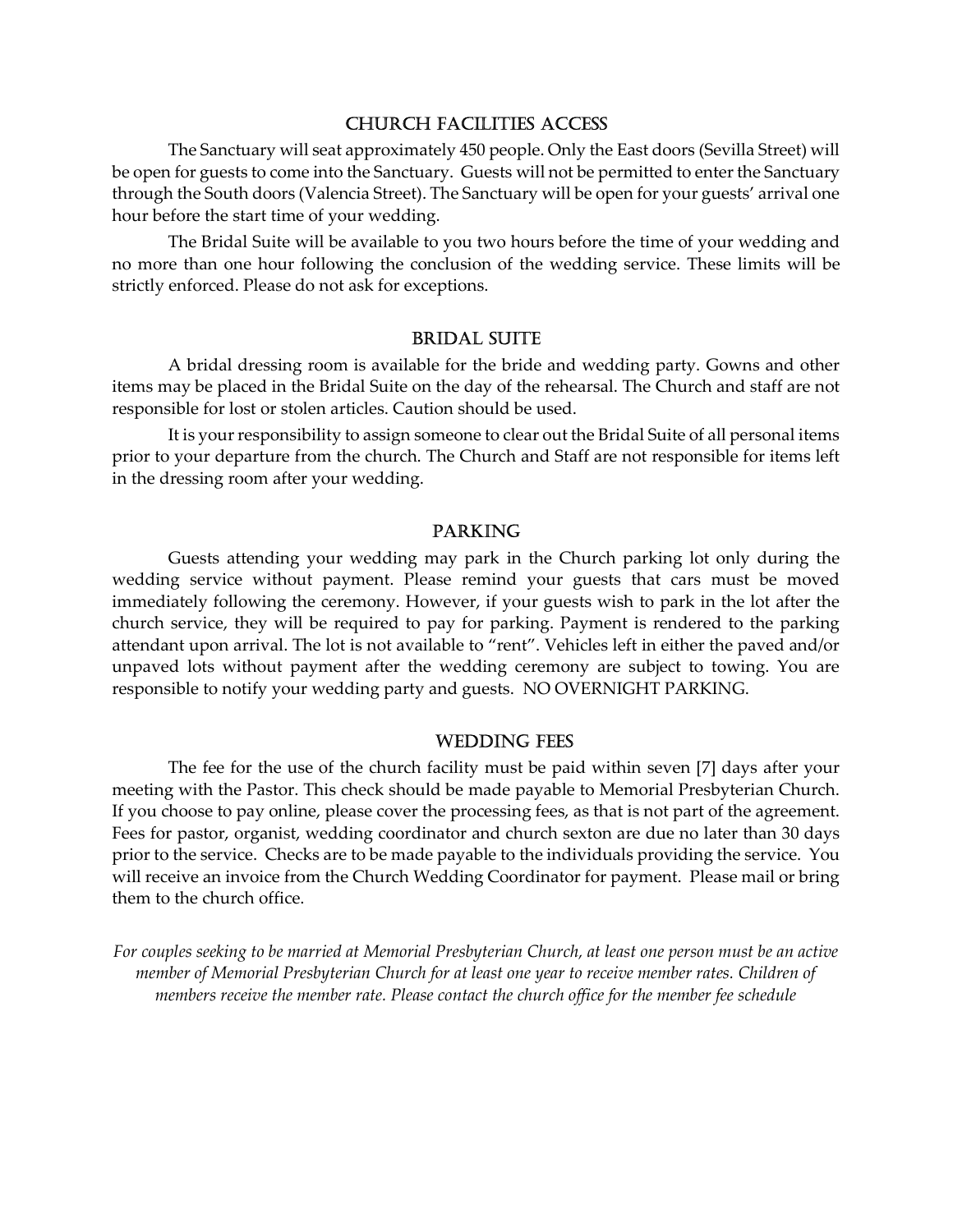## Church Facilities Access

The Sanctuary will seat approximately 450 people. Only the East doors (Sevilla Street) will be open for guests to come into the Sanctuary. Guests will not be permitted to enter the Sanctuary through the South doors (Valencia Street). The Sanctuary will be open for your guests' arrival one hour before the start time of your wedding.

The Bridal Suite will be available to you two hours before the time of your wedding and no more than one hour following the conclusion of the wedding service. These limits will be strictly enforced. Please do not ask for exceptions.

## Bridal Suite

A bridal dressing room is available for the bride and wedding party. Gowns and other items may be placed in the Bridal Suite on the day of the rehearsal. The Church and staff are not responsible for lost or stolen articles. Caution should be used.

It is your responsibility to assign someone to clear out the Bridal Suite of all personal items prior to your departure from the church. The Church and Staff are not responsible for items left in the dressing room after your wedding.

## Parking

Guests attending your wedding may park in the Church parking lot only during the wedding service without payment. Please remind your guests that cars must be moved immediately following the ceremony. However, if your guests wish to park in the lot after the church service, they will be required to pay for parking. Payment is rendered to the parking attendant upon arrival. The lot is not available to "rent". Vehicles left in either the paved and/or unpaved lots without payment after the wedding ceremony are subject to towing. You are responsible to notify your wedding party and guests. NO OVERNIGHT PARKING.

## Wedding Fees

The fee for the use of the church facility must be paid within seven [7] days after your meeting with the Pastor. This check should be made payable to Memorial Presbyterian Church. If you choose to pay online, please cover the processing fees, as that is not part of the agreement. Fees for pastor, organist, wedding coordinator and church sexton are due no later than 30 days prior to the service. Checks are to be made payable to the individuals providing the service. You will receive an invoice from the Church Wedding Coordinator for payment. Please mail or bring them to the church office.

*For couples seeking to be married at Memorial Presbyterian Church, at least one person must be an active member of Memorial Presbyterian Church for at least one year to receive member rates. Children of members receive the member rate. Please contact the church office for the member fee schedule*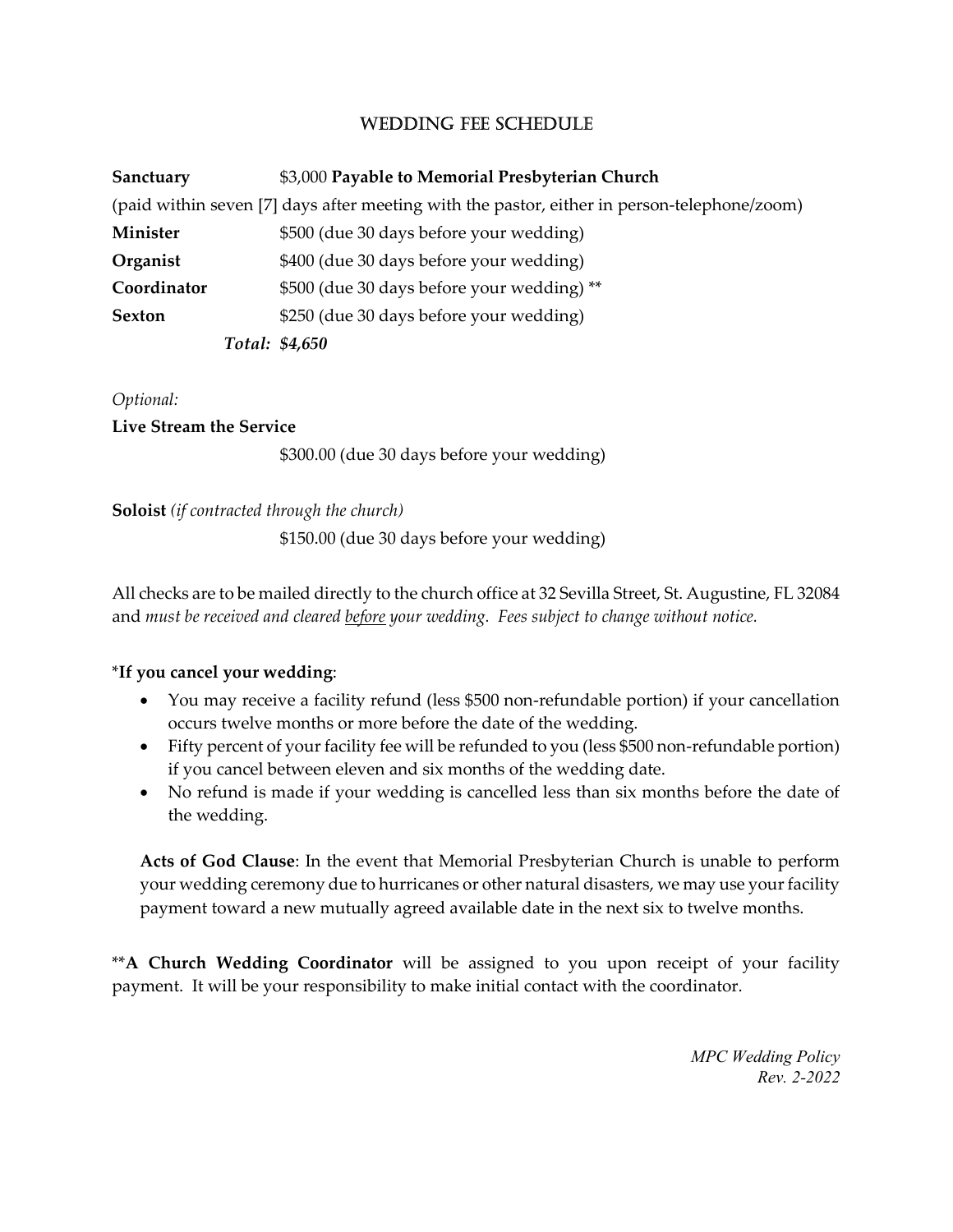# Wedding Fee Schedule

**Sanctuary** $3,000 **Payable to Memorial Presbyterian Church**

(paid within seven [7] days after meeting with the pastor, either in person-telephone/zoom)

**Minister** $500 (due 30 days before your wedding)

**Organist** $400 (due 30 days before your wedding)

**Coordinator** $500 (due 30 days before your wedding) **

**Sexton** $250 (due 30 days before your wedding)

***Total: $4,650***

*Optional:*

**Live Stream the Service**

$300.00 (due 30 days before your wedding)

**Soloist** *(if contracted through the church)*

$150.00 (due 30 days before your wedding)

All checks are to be mailed directly to the church office at 32 Sevilla Street, St. Augustine, FL 32084 and *must be received and cleared before your wedding. Fees subject to change without notice.*

*__If you cancel your wedding__:

- You may receive a facility refund (less $500 non-refundable portion) if your cancellation occurs twelve months or more before the date of the wedding.
- Fifty percent of your facility fee will be refunded to you (less $500 non-refundable portion) if you cancel between eleven and six months of the wedding date.
- No refund is made if your wedding is cancelled less than six months before the date of the wedding.

**Acts of God Clause**: In the event that Memorial Presbyterian Church is unable to perform your wedding ceremony due to hurricanes or other natural disasters, we may use your facility payment toward a new mutually agreed available date in the next six to twelve months.

****A Church Wedding Coordinator** will be assigned to you upon receipt of your facility payment. It will be your responsibility to make initial contact with the coordinator.

*MPC Wedding Policy*
*Rev. 2-2022*